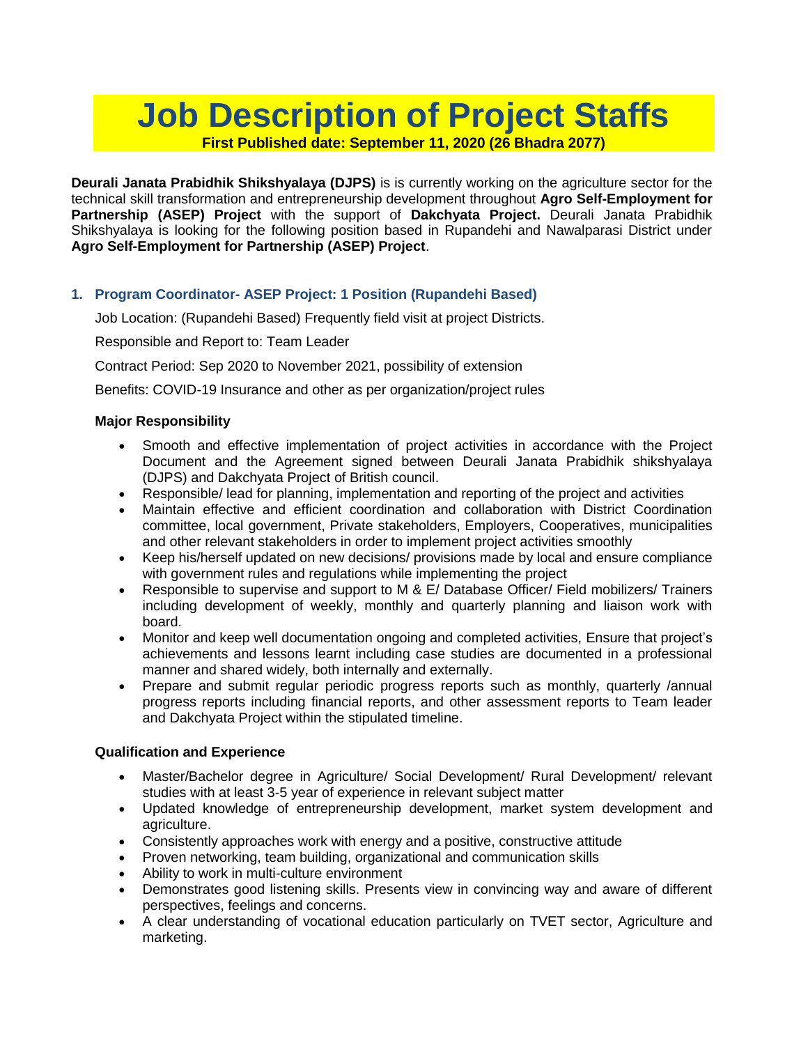# Job Description of Project Staffs

**First Published date: September 11, 2020 (26 Bhadra 2077)**

**Deurali Janata Prabidhik Shikshyalaya (DJPS)** is is currently working on the agriculture sector for the technical skill transformation and entrepreneurship development throughout **Agro Self-Employment for Partnership (ASEP) Project** with the support of **Dakchyata Project.** Deurali Janata Prabidhik Shikshyalaya is looking for the following position based in Rupandehi and Nawalparasi District under **Agro Self-Employment for Partnership (ASEP) Project**.

## 1. Program Coordinator- ASEP Project: 1 Position (Rupandehi Based)

Job Location: (Rupandehi Based) Frequently field visit at project Districts.

Responsible and Report to: Team Leader

Contract Period: Sep 2020 to November 2021, possibility of extension

Benefits: COVID-19 Insurance and other as per organization/project rules

### Major Responsibility

- Smooth and effective implementation of project activities in accordance with the Project Document and the Agreement signed between Deurali Janata Prabidhik shikshyalaya (DJPS) and Dakchyata Project of British council.
- Responsible/ lead for planning, implementation and reporting of the project and activities
- Maintain effective and efficient coordination and collaboration with District Coordination committee, local government, Private stakeholders, Employers, Cooperatives, municipalities and other relevant stakeholders in order to implement project activities smoothly
- Keep his/herself updated on new decisions/ provisions made by local and ensure compliance with government rules and regulations while implementing the project
- Responsible to supervise and support to M & E/ Database Officer/ Field mobilizers/ Trainers including development of weekly, monthly and quarterly planning and liaison work with board.
- Monitor and keep well documentation ongoing and completed activities, Ensure that project's achievements and lessons learnt including case studies are documented in a professional manner and shared widely, both internally and externally.
- Prepare and submit regular periodic progress reports such as monthly, quarterly /annual progress reports including financial reports, and other assessment reports to Team leader and Dakchyata Project within the stipulated timeline.

### Qualification and Experience

- Master/Bachelor degree in Agriculture/ Social Development/ Rural Development/ relevant studies with at least 3-5 year of experience in relevant subject matter
- Updated knowledge of entrepreneurship development, market system development and agriculture.
- Consistently approaches work with energy and a positive, constructive attitude
- Proven networking, team building, organizational and communication skills
- Ability to work in multi-culture environment
- Demonstrates good listening skills. Presents view in convincing way and aware of different perspectives, feelings and concerns.
- A clear understanding of vocational education particularly on TVET sector, Agriculture and marketing.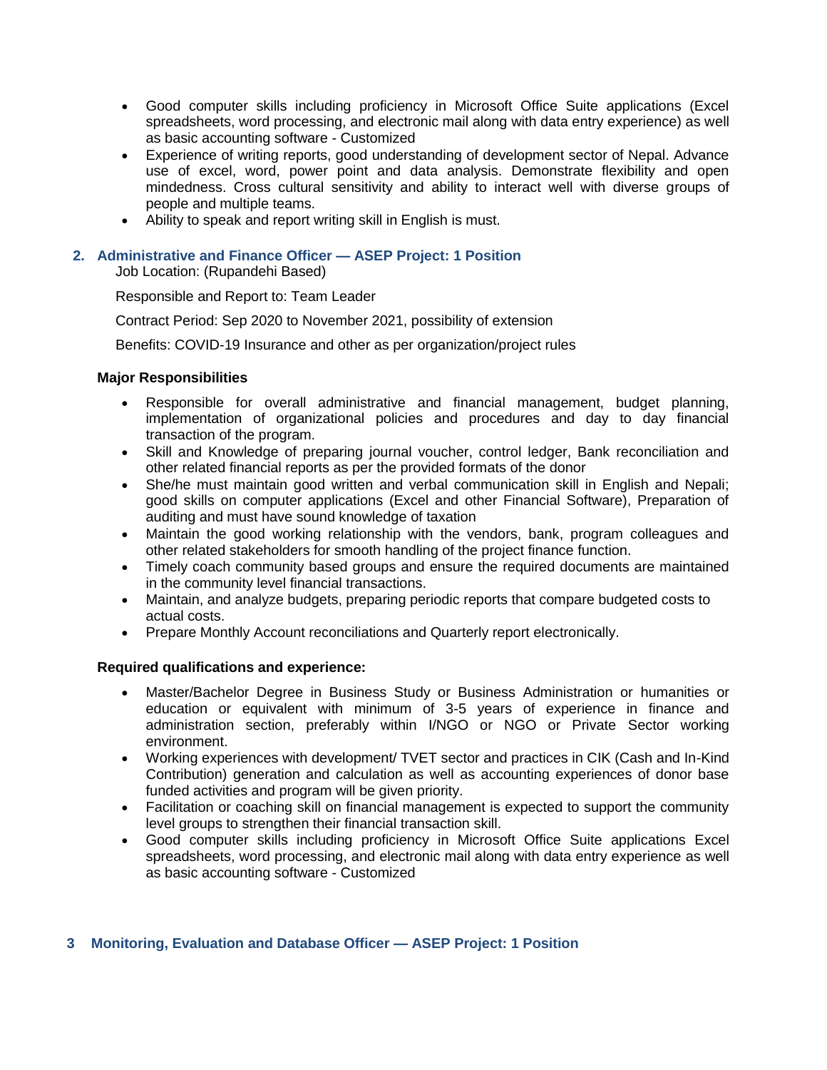- Good computer skills including proficiency in Microsoft Office Suite applications (Excel spreadsheets, word processing, and electronic mail along with data entry experience) as well as basic accounting software - Customized
- Experience of writing reports, good understanding of development sector of Nepal. Advance use of excel, word, power point and data analysis. Demonstrate flexibility and open mindedness. Cross cultural sensitivity and ability to interact well with diverse groups of people and multiple teams.
- Ability to speak and report writing skill in English is must.

## 2. Administrative and Finance Officer — ASEP Project: 1 Position

Job Location: (Rupandehi Based)

Responsible and Report to: Team Leader

Contract Period: Sep 2020 to November 2021, possibility of extension

Benefits: COVID-19 Insurance and other as per organization/project rules

**Major Responsibilities**

- Responsible for overall administrative and financial management, budget planning, implementation of organizational policies and procedures and day to day financial transaction of the program.
- Skill and Knowledge of preparing journal voucher, control ledger, Bank reconciliation and other related financial reports as per the provided formats of the donor
- She/he must maintain good written and verbal communication skill in English and Nepali; good skills on computer applications (Excel and other Financial Software), Preparation of auditing and must have sound knowledge of taxation
- Maintain the good working relationship with the vendors, bank, program colleagues and other related stakeholders for smooth handling of the project finance function.
- Timely coach community based groups and ensure the required documents are maintained in the community level financial transactions.
- Maintain, and analyze budgets, preparing periodic reports that compare budgeted costs to actual costs.
- Prepare Monthly Account reconciliations and Quarterly report electronically.

**Required qualifications and experience:**

- Master/Bachelor Degree in Business Study or Business Administration or humanities or education or equivalent with minimum of 3-5 years of experience in finance and administration section, preferably within I/NGO or NGO or Private Sector working environment.
- Working experiences with development/ TVET sector and practices in CIK (Cash and In-Kind Contribution) generation and calculation as well as accounting experiences of donor base funded activities and program will be given priority.
- Facilitation or coaching skill on financial management is expected to support the community level groups to strengthen their financial transaction skill.
- Good computer skills including proficiency in Microsoft Office Suite applications Excel spreadsheets, word processing, and electronic mail along with data entry experience as well as basic accounting software - Customized

## 3 Monitoring, Evaluation and Database Officer — ASEP Project: 1 Position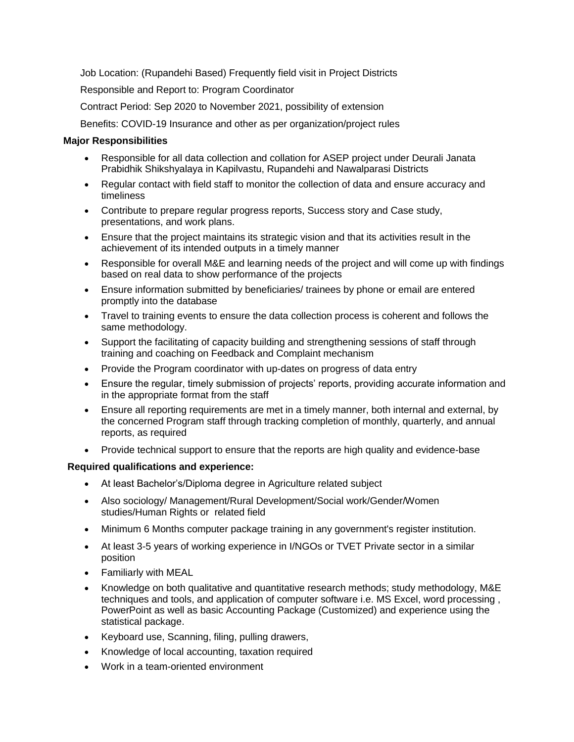Job Location: (Rupandehi Based) Frequently field visit in Project Districts

Responsible and Report to: Program Coordinator

Contract Period: Sep 2020 to November 2021, possibility of extension

Benefits: COVID-19 Insurance and other as per organization/project rules

**Major Responsibilities**

- Responsible for all data collection and collation for ASEP project under Deurali Janata Prabidhik Shikshyalaya in Kapilvastu, Rupandehi and Nawalparasi Districts
- Regular contact with field staff to monitor the collection of data and ensure accuracy and timeliness
- Contribute to prepare regular progress reports, Success story and Case study, presentations, and work plans.
- Ensure that the project maintains its strategic vision and that its activities result in the achievement of its intended outputs in a timely manner
- Responsible for overall M&E and learning needs of the project and will come up with findings based on real data to show performance of the projects
- Ensure information submitted by beneficiaries/ trainees by phone or email are entered promptly into the database
- Travel to training events to ensure the data collection process is coherent and follows the same methodology.
- Support the facilitating of capacity building and strengthening sessions of staff through training and coaching on Feedback and Complaint mechanism
- Provide the Program coordinator with up-dates on progress of data entry
- Ensure the regular, timely submission of projects' reports, providing accurate information and in the appropriate format from the staff
- Ensure all reporting requirements are met in a timely manner, both internal and external, by the concerned Program staff through tracking completion of monthly, quarterly, and annual reports, as required
- Provide technical support to ensure that the reports are high quality and evidence-base

**Required qualifications and experience:**

- At least Bachelor's/Diploma degree in Agriculture related subject
- Also sociology/ Management/Rural Development/Social work/Gender/Women studies/Human Rights or related field
- Minimum 6 Months computer package training in any government's register institution.
- At least 3-5 years of working experience in I/NGOs or TVET Private sector in a similar position
- Familiarly with MEAL
- Knowledge on both qualitative and quantitative research methods; study methodology, M&E techniques and tools, and application of computer software i.e. MS Excel, word processing , PowerPoint as well as basic Accounting Package (Customized) and experience using the statistical package.
- Keyboard use, Scanning, filing, pulling drawers,
- Knowledge of local accounting, taxation required
- Work in a team-oriented environment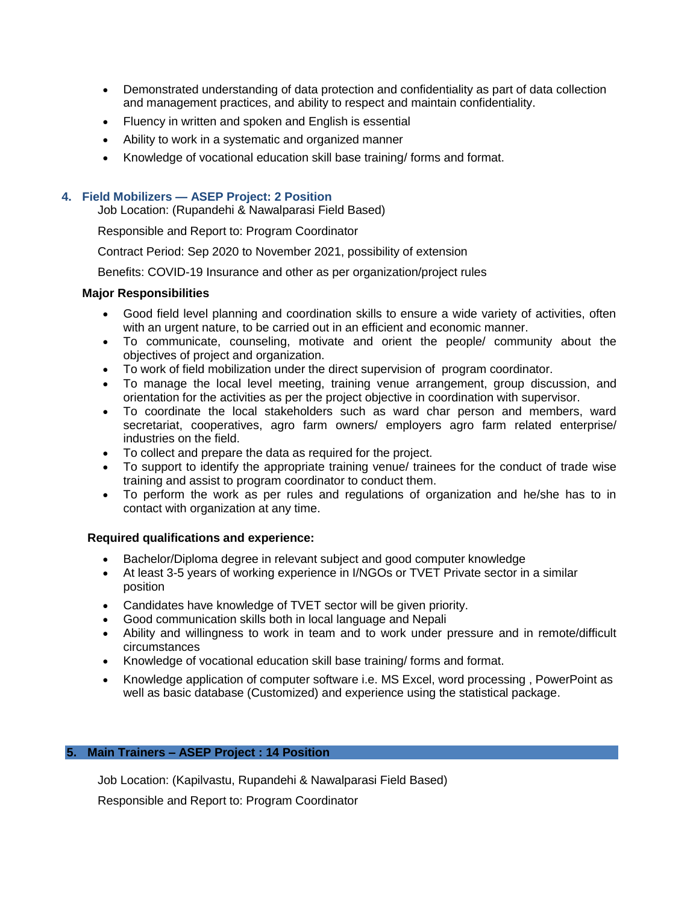- Demonstrated understanding of data protection and confidentiality as part of data collection and management practices, and ability to respect and maintain confidentiality.
- Fluency in written and spoken and English is essential
- Ability to work in a systematic and organized manner
- Knowledge of vocational education skill base training/ forms and format.

## 4. Field Mobilizers — ASEP Project: 2 Position

Job Location: (Rupandehi & Nawalparasi Field Based)

Responsible and Report to: Program Coordinator

Contract Period: Sep 2020 to November 2021, possibility of extension

Benefits: COVID-19 Insurance and other as per organization/project rules

**Major Responsibilities**

- Good field level planning and coordination skills to ensure a wide variety of activities, often with an urgent nature, to be carried out in an efficient and economic manner.
- To communicate, counseling, motivate and orient the people/ community about the objectives of project and organization.
- To work of field mobilization under the direct supervision of program coordinator.
- To manage the local level meeting, training venue arrangement, group discussion, and orientation for the activities as per the project objective in coordination with supervisor.
- To coordinate the local stakeholders such as ward char person and members, ward secretariat, cooperatives, agro farm owners/ employers agro farm related enterprise/ industries on the field.
- To collect and prepare the data as required for the project.
- To support to identify the appropriate training venue/ trainees for the conduct of trade wise training and assist to program coordinator to conduct them.
- To perform the work as per rules and regulations of organization and he/she has to in contact with organization at any time.

**Required qualifications and experience:**

- Bachelor/Diploma degree in relevant subject and good computer knowledge
- At least 3-5 years of working experience in I/NGOs or TVET Private sector in a similar position
- Candidates have knowledge of TVET sector will be given priority.
- Good communication skills both in local language and Nepali
- Ability and willingness to work in team and to work under pressure and in remote/difficult circumstances
- Knowledge of vocational education skill base training/ forms and format.
- Knowledge application of computer software i.e. MS Excel, word processing , PowerPoint as well as basic database (Customized) and experience using the statistical package.

## 5. Main Trainers – ASEP Project : 14 Position

Job Location: (Kapilvastu, Rupandehi & Nawalparasi Field Based)

Responsible and Report to: Program Coordinator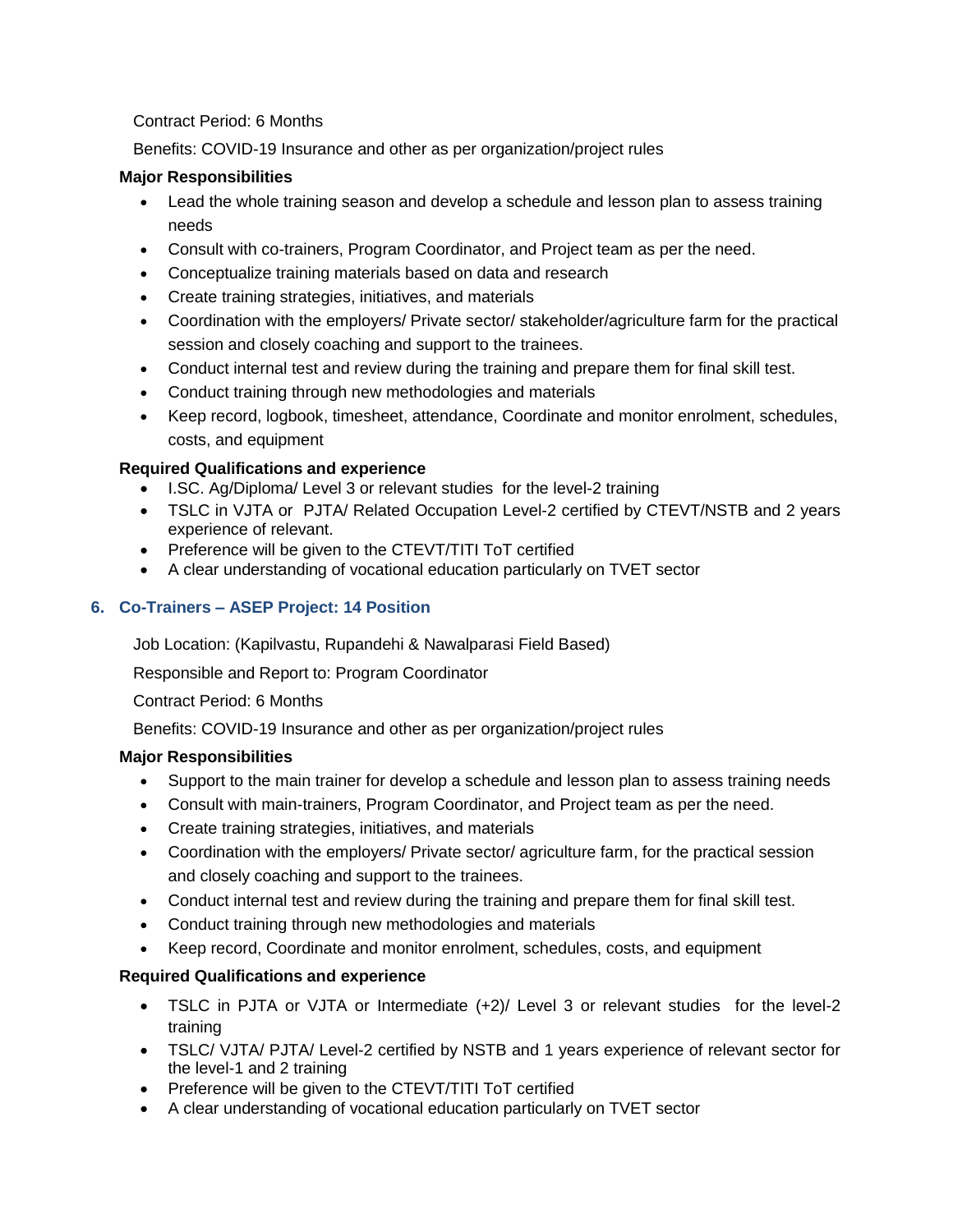Contract Period: 6 Months

Benefits: COVID-19 Insurance and other as per organization/project rules

**Major Responsibilities**

- Lead the whole training season and develop a schedule and lesson plan to assess training needs
- Consult with co-trainers, Program Coordinator, and Project team as per the need.
- Conceptualize training materials based on data and research
- Create training strategies, initiatives, and materials
- Coordination with the employers/ Private sector/ stakeholder/agriculture farm for the practical session and closely coaching and support to the trainees.
- Conduct internal test and review during the training and prepare them for final skill test.
- Conduct training through new methodologies and materials
- Keep record, logbook, timesheet, attendance, Coordinate and monitor enrolment, schedules, costs, and equipment

**Required Qualifications and experience**

- I.SC. Ag/Diploma/ Level 3 or relevant studies for the level-2 training
- TSLC in VJTA or PJTA/ Related Occupation Level-2 certified by CTEVT/NSTB and 2 years experience of relevant.
- Preference will be given to the CTEVT/TITI ToT certified
- A clear understanding of vocational education particularly on TVET sector

### 6. Co-Trainers – ASEP Project: 14 Position

Job Location: (Kapilvastu, Rupandehi & Nawalparasi Field Based)

Responsible and Report to: Program Coordinator

Contract Period: 6 Months

Benefits: COVID-19 Insurance and other as per organization/project rules

**Major Responsibilities**

- Support to the main trainer for develop a schedule and lesson plan to assess training needs
- Consult with main-trainers, Program Coordinator, and Project team as per the need.
- Create training strategies, initiatives, and materials
- Coordination with the employers/ Private sector/ agriculture farm, for the practical session and closely coaching and support to the trainees.
- Conduct internal test and review during the training and prepare them for final skill test.
- Conduct training through new methodologies and materials
- Keep record, Coordinate and monitor enrolment, schedules, costs, and equipment

**Required Qualifications and experience**

- TSLC in PJTA or VJTA or Intermediate (+2)/ Level 3 or relevant studies for the level-2 training
- TSLC/ VJTA/ PJTA/ Level-2 certified by NSTB and 1 years experience of relevant sector for the level-1 and 2 training
- Preference will be given to the CTEVT/TITI ToT certified
- A clear understanding of vocational education particularly on TVET sector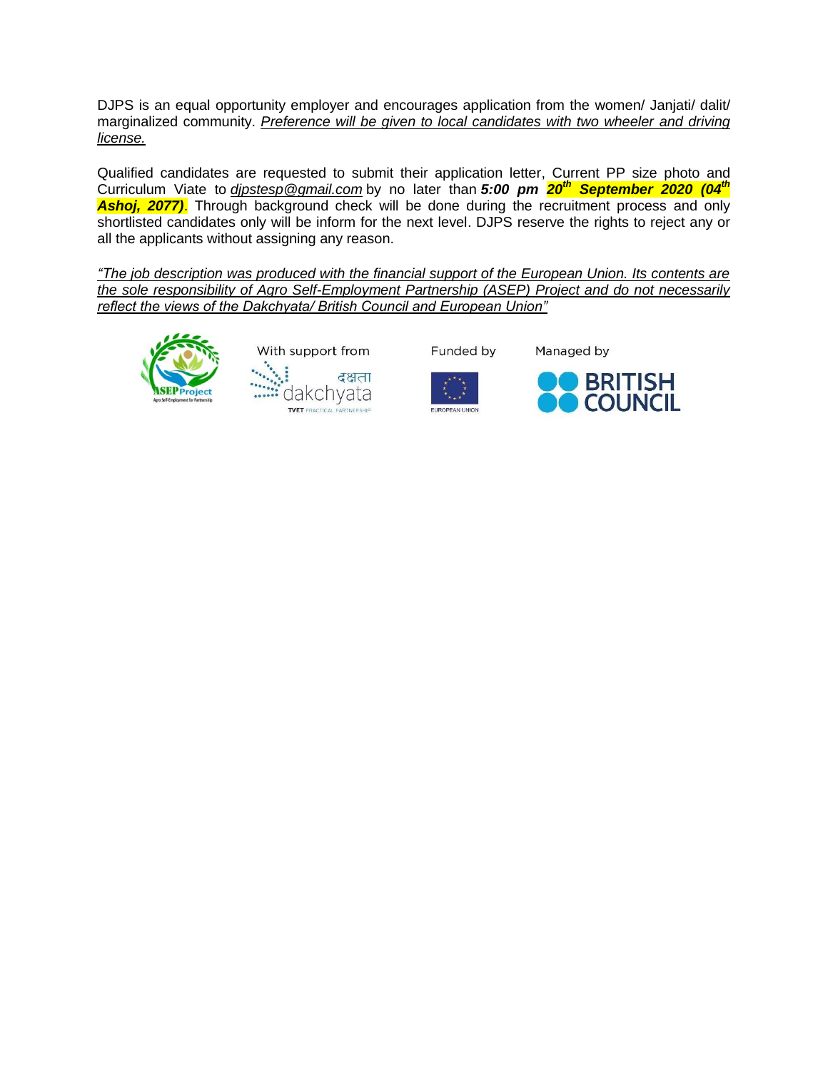DJPS is an equal opportunity employer and encourages application from the women/ Janjati/ dalit/ marginalized community. *Preference will be given to local candidates with two wheeler and driving license.*

Qualified candidates are requested to submit their application letter, Current PP size photo and Curriculum Viate to *djpstesp@gmail.com* by no later than ***5:00 pm 20th September 2020 (04th Ashoj, 2077)***. Through background check will be done during the recruitment process and only shortlisted candidates only will be inform for the next level. DJPS reserve the rights to reject any or all the applicants without assigning any reason.

*"The job description was produced with the financial support of the European Union. Its contents are the sole responsibility of Agro Self-Employment Partnership (ASEP) Project and do not necessarily reflect the views of the Dakchyata/ British Council and European Union"*

ASEP Project
Agro Self-Employment for Partnership

With support from
दक्षता
dakchyata
TVET PRACTICAL PARTNERSHIP

Funded by
EUROPEAN UNION

Managed by
BRITISH COUNCIL